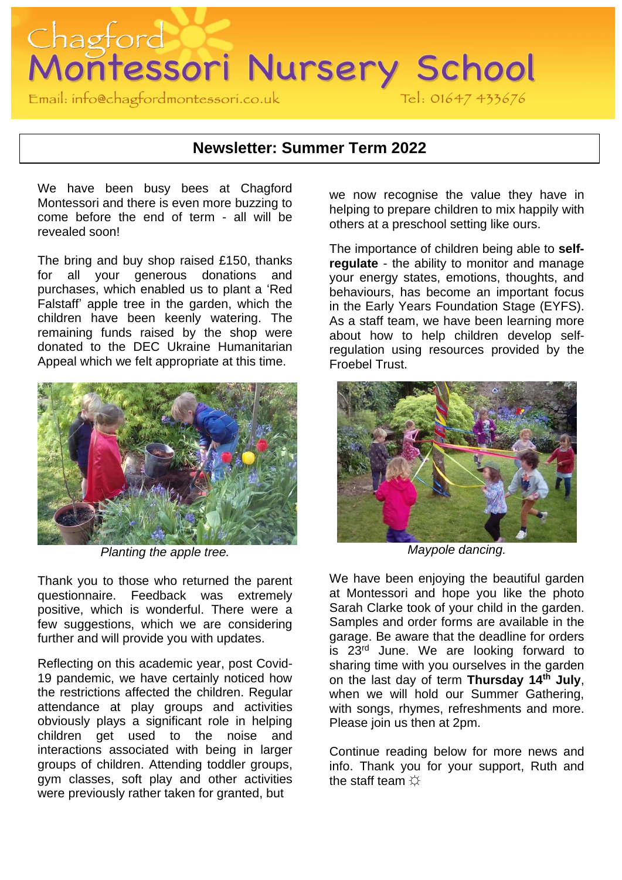# Chagford Montessori Nursery School

Email: info@chagfordmontessori.co.uk Tel: 01647 433676

## Newsletter: Summer Term 2022

We have been busy bees at Chagford Montessori and there is even more buzzing to come before the end of term - all will be revealed soon!

The bring and buy shop raised £150, thanks for all your generous donations and purchases, which enabled us to plant a 'Red Falstaff' apple tree in the garden, which the children have been keenly watering. The remaining funds raised by the shop were donated to the DEC Ukraine Humanitarian Appeal which we felt appropriate at this time.

*Planting the apple tree.*

Thank you to those who returned the parent questionnaire. Feedback was extremely positive, which is wonderful. There were a few suggestions, which we are considering further and will provide you with updates.

Reflecting on this academic year, post Covid-19 pandemic, we have certainly noticed how the restrictions affected the children. Regular attendance at play groups and activities obviously plays a significant role in helping children get used to the noise and interactions associated with being in larger groups of children. Attending toddler groups, gym classes, soft play and other activities were previously rather taken for granted, but we now recognise the value they have in helping to prepare children to mix happily with others at a preschool setting like ours.

The importance of children being able to **self-regulate** - the ability to monitor and manage your energy states, emotions, thoughts, and behaviours, has become an important focus in the Early Years Foundation Stage (EYFS). As a staff team, we have been learning more about how to help children develop self-regulation using resources provided by the Froebel Trust.

*Maypole dancing.*

We have been enjoying the beautiful garden at Montessori and hope you like the photo Sarah Clarke took of your child in the garden. Samples and order forms are available in the garage. Be aware that the deadline for orders is 23rd June. We are looking forward to sharing time with you ourselves in the garden on the last day of term **Thursday 14th July**, when we will hold our Summer Gathering, with songs, rhymes, refreshments and more. Please join us then at 2pm.

Continue reading below for more news and info. Thank you for your support, Ruth and the staff team ☼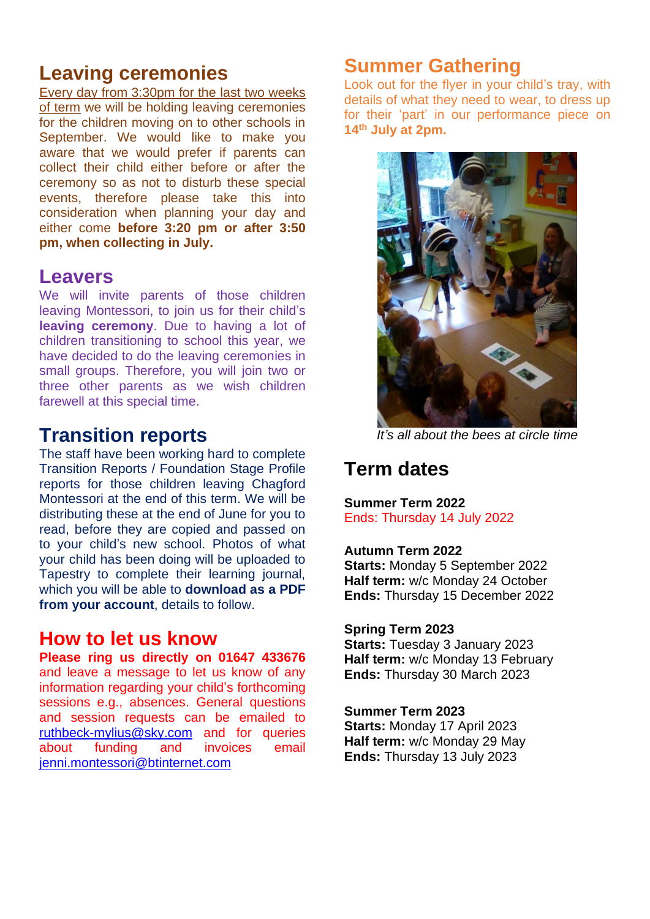## Leaving ceremonies

Every day from 3:30pm for the last two weeks of term we will be holding leaving ceremonies for the children moving on to other schools in September. We would like to make you aware that we would prefer if parents can collect their child either before or after the ceremony so as not to disturb these special events, therefore please take this into consideration when planning your day and either come **before 3:20 pm or after 3:50 pm, when collecting in July.**

## Leavers

We will invite parents of those children leaving Montessori, to join us for their child's **leaving ceremony**. Due to having a lot of children transitioning to school this year, we have decided to do the leaving ceremonies in small groups. Therefore, you will join two or three other parents as we wish children farewell at this special time.

## Transition reports

The staff have been working hard to complete Transition Reports / Foundation Stage Profile reports for those children leaving Chagford Montessori at the end of this term. We will be distributing these at the end of June for you to read, before they are copied and passed on to your child's new school. Photos of what your child has been doing will be uploaded to Tapestry to complete their learning journal, which you will be able to **download as a PDF from your account**, details to follow.

## How to let us know

**Please ring us directly on 01647 433676** and leave a message to let us know of any information regarding your child's forthcoming sessions e.g., absences. General questions and session requests can be emailed to ruthbeck-mylius@sky.com and for queries about funding and invoices email jenni.montessori@btinternet.com

## Summer Gathering

Look out for the flyer in your child's tray, with details of what they need to wear, to dress up for their 'part' in our performance piece on **14th July at 2pm.**

*It's all about the bees at circle time*

## Term dates

**Summer Term 2022**
Ends: Thursday 14 July 2022

**Autumn Term 2022**
**Starts:** Monday 5 September 2022
**Half term:** w/c Monday 24 October
**Ends:** Thursday 15 December 2022

**Spring Term 2023**
**Starts:** Tuesday 3 January 2023
**Half term:** w/c Monday 13 February
**Ends:** Thursday 30 March 2023

**Summer Term 2023**
**Starts:** Monday 17 April 2023
**Half term:** w/c Monday 29 May
**Ends:** Thursday 13 July 2023